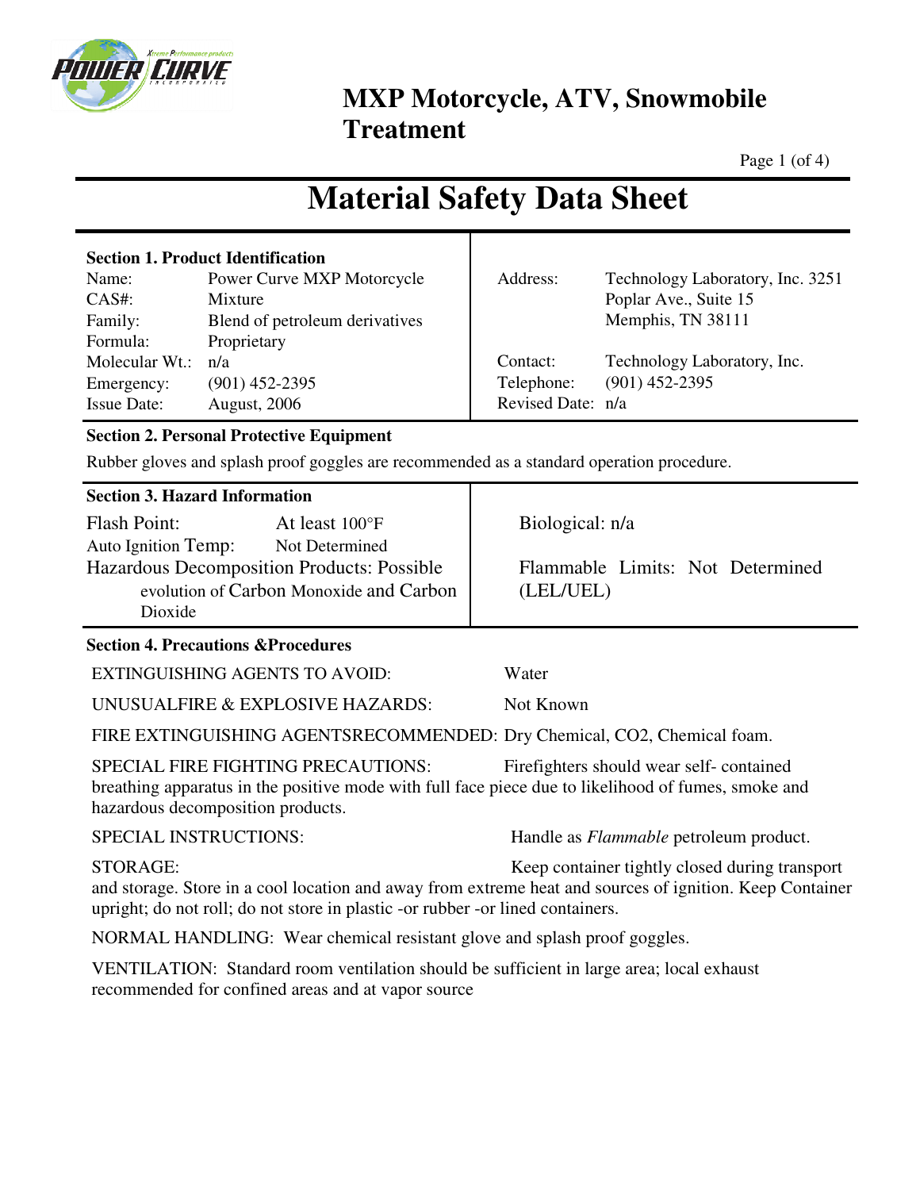# MXP Motorcycle, ATV, Snowmobile Treatment

# Material Safety Data Sheet

### Section 1. Product Identification

| | |
|---|---|
| Name: | Power Curve MXP Motorcycle |
| CAS#: | Mixture |
| Family: | Blend of petroleum derivatives |
| Formula: | Proprietary |
| Molecular Wt.: | n/a |
| Emergency: | (901) 452-2395 |
| Issue Date: | August, 2006 |
| Address: | Technology Laboratory, Inc. 3251 Poplar Ave., Suite 15 Memphis, TN 38111 |
| Contact: | Technology Laboratory, Inc. |
| Telephone: | (901) 452-2395 |
| Revised Date: | n/a |

### Section 2. Personal Protective Equipment

Rubber gloves and splash proof goggles are recommended as a standard operation procedure.

### Section 3. Hazard Information

Flash Point: At least 100°F

Auto Ignition Temp: Not Determined

Hazardous Decomposition Products: Possible evolution of Carbon Monoxide and Carbon Dioxide

Biological: n/a

Flammable Limits: Not Determined (LEL/UEL)

### Section 4. Precautions &Procedures

EXTINGUISHING AGENTS TO AVOID: Water

UNUSUALFIRE & EXPLOSIVE HAZARDS: Not Known

FIRE EXTINGUISHING AGENTSRECOMMENDED: Dry Chemical, CO2, Chemical foam.

SPECIAL FIRE FIGHTING PRECAUTIONS: Firefighters should wear self- contained breathing apparatus in the positive mode with full face piece due to likelihood of fumes, smoke and hazardous decomposition products.

SPECIAL INSTRUCTIONS: Handle as *Flammable* petroleum product.

STORAGE: Keep container tightly closed during transport and storage. Store in a cool location and away from extreme heat and sources of ignition. Keep Container upright; do not roll; do not store in plastic -or rubber -or lined containers.

NORMAL HANDLING: Wear chemical resistant glove and splash proof goggles.

VENTILATION: Standard room ventilation should be sufficient in large area; local exhaust recommended for confined areas and at vapor source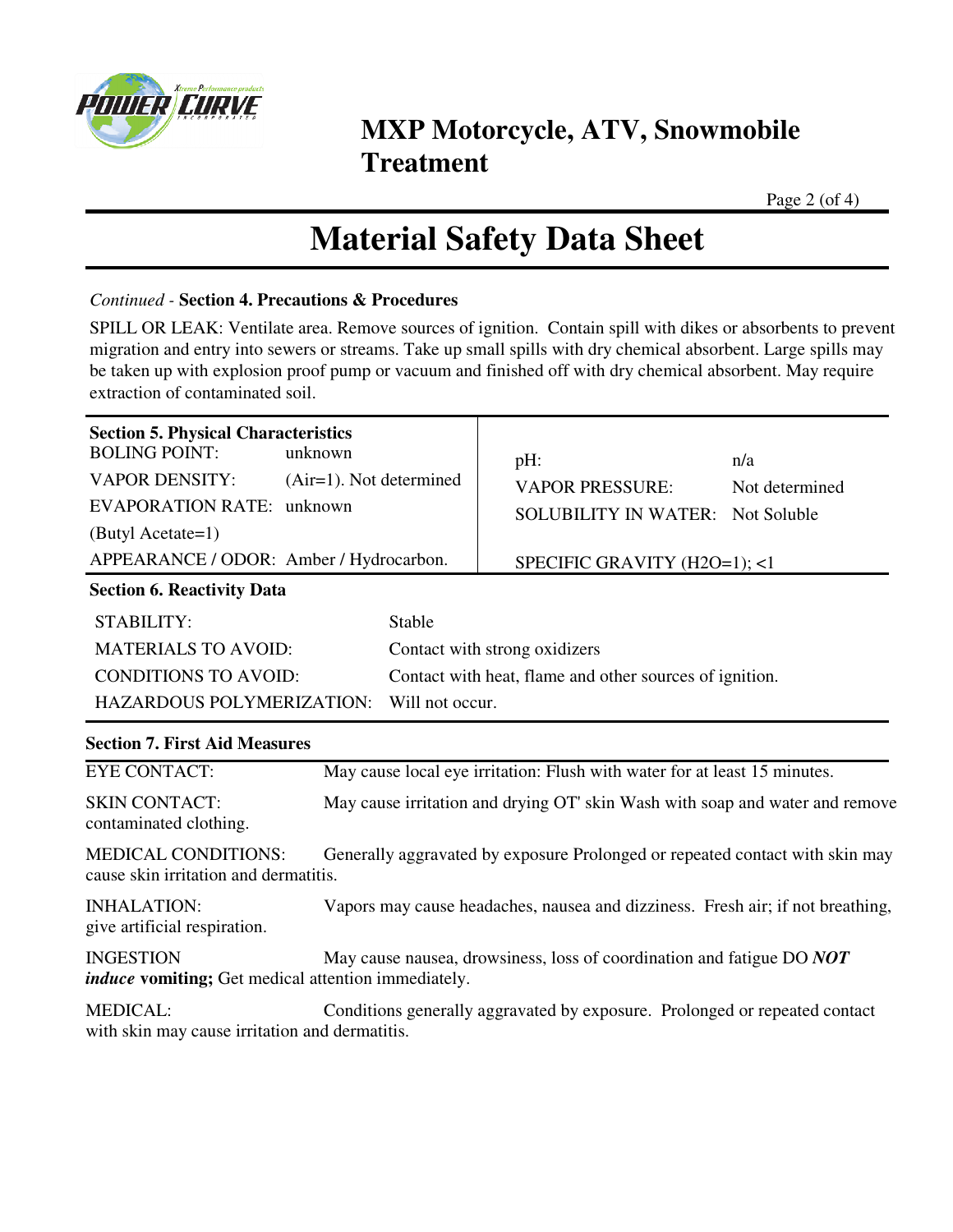*Continued* - **Section 4. Precautions & Procedures**

SPILL OR LEAK: Ventilate area. Remove sources of ignition. Contain spill with dikes or absorbents to prevent migration and entry into sewers or streams. Take up small spills with dry chemical absorbent. Large spills may be taken up with explosion proof pump or vacuum and finished off with dry chemical absorbent. May require extraction of contaminated soil.

**Section 5. Physical Characteristics**

| | | | |
|---|---|---|---|
| BOLING POINT: | unknown | pH: | n/a |
| VAPOR DENSITY: | (Air=1). Not determined | VAPOR PRESSURE: | Not determined |
| EVAPORATION RATE: (Butyl Acetate=1) | unknown | SOLUBILITY IN WATER: | Not Soluble |
| APPEARANCE / ODOR: | Amber / Hydrocarbon. | SPECIFIC GRAVITY (H2O=1); | <1 |

**Section 6. Reactivity Data**

| | |
|---|---|
| STABILITY: | Stable |
| MATERIALS TO AVOID: | Contact with strong oxidizers |
| CONDITIONS TO AVOID: | Contact with heat, flame and other sources of ignition. |
| HAZARDOUS POLYMERIZATION: | Will not occur. |

**Section 7. First Aid Measures**

EYE CONTACT: May cause local eye irritation: Flush with water for at least 15 minutes.

SKIN CONTACT: May cause irritation and drying OT' skin Wash with soap and water and remove contaminated clothing.

MEDICAL CONDITIONS: Generally aggravated by exposure Prolonged or repeated contact with skin may cause skin irritation and dermatitis.

INHALATION: Vapors may cause headaches, nausea and dizziness. Fresh air; if not breathing, give artificial respiration.

INGESTION May cause nausea, drowsiness, loss of coordination and fatigue DO ***NOT induce*** **vomiting;** Get medical attention immediately.

MEDICAL: Conditions generally aggravated by exposure. Prolonged or repeated contact with skin may cause irritation and dermatitis.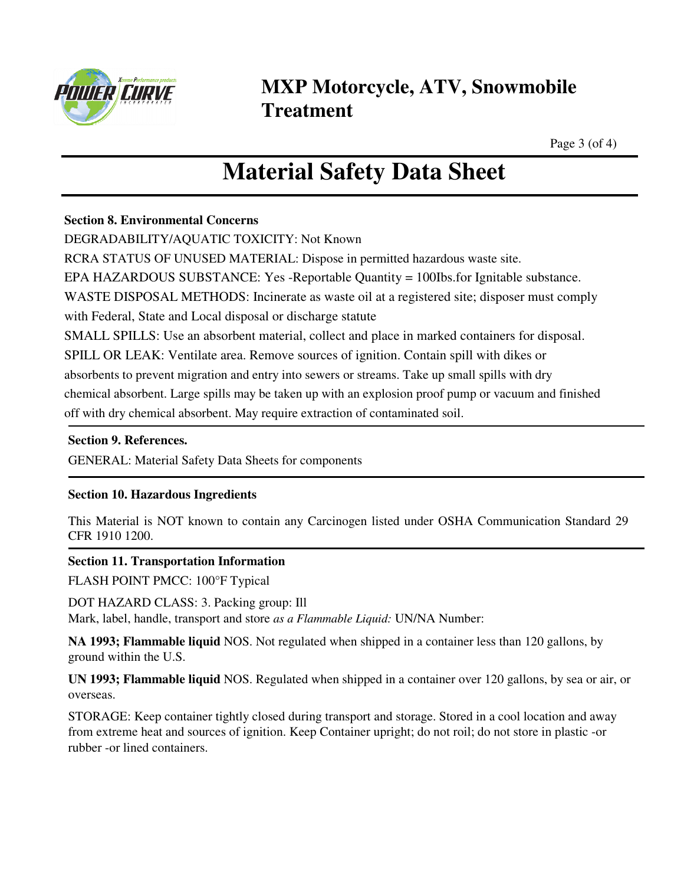# MXP Motorcycle, ATV, Snowmobile Treatment

## Material Safety Data Sheet

**Section 8. Environmental Concerns**

DEGRADABILITY/AQUATIC TOXICITY: Not Known

RCRA STATUS OF UNUSED MATERIAL: Dispose in permitted hazardous waste site.

EPA HAZARDOUS SUBSTANCE: Yes -Reportable Quantity = 100Ibs.for Ignitable substance.

WASTE DISPOSAL METHODS: Incinerate as waste oil at a registered site; disposer must comply with Federal, State and Local disposal or discharge statute

SMALL SPILLS: Use an absorbent material, collect and place in marked containers for disposal.

SPILL OR LEAK: Ventilate area. Remove sources of ignition. Contain spill with dikes or absorbents to prevent migration and entry into sewers or streams. Take up small spills with dry chemical absorbent. Large spills may be taken up with an explosion proof pump or vacuum and finished off with dry chemical absorbent. May require extraction of contaminated soil.

**Section 9. References.**

GENERAL: Material Safety Data Sheets for components

**Section 10. Hazardous Ingredients**

This Material is NOT known to contain any Carcinogen listed under OSHA Communication Standard 29 CFR 1910 1200.

**Section 11. Transportation Information**

FLASH POINT PMCC: 100°F Typical

DOT HAZARD CLASS: 3. Packing group: Ill
Mark, label, handle, transport and store *as a Flammable Liquid:* UN/NA Number:

**NA 1993; Flammable liquid** NOS. Not regulated when shipped in a container less than 120 gallons, by ground within the U.S.

**UN 1993; Flammable liquid** NOS. Regulated when shipped in a container over 120 gallons, by sea or air, or overseas.

STORAGE: Keep container tightly closed during transport and storage. Stored in a cool location and away from extreme heat and sources of ignition. Keep Container upright; do not roil; do not store in plastic -or rubber -or lined containers.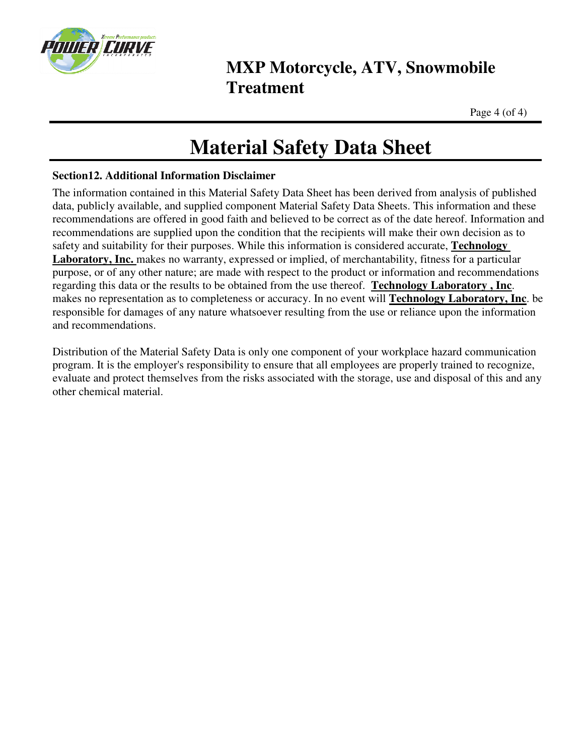# Material Safety Data Sheet

### Section12. Additional Information Disclaimer

The information contained in this Material Safety Data Sheet has been derived from analysis of published data, publicly available, and supplied component Material Safety Data Sheets. This information and these recommendations are offered in good faith and believed to be correct as of the date hereof. Information and recommendations are supplied upon the condition that the recipients will make their own decision as to safety and suitability for their purposes. While this information is considered accurate, **Technology Laboratory, Inc.** makes no warranty, expressed or implied, of merchantability, fitness for a particular purpose, or of any other nature; are made with respect to the product or information and recommendations regarding this data or the results to be obtained from the use thereof. **Technology Laboratory , Inc**. makes no representation as to completeness or accuracy. In no event will **Technology Laboratory, Inc**. be responsible for damages of any nature whatsoever resulting from the use or reliance upon the information and recommendations.

Distribution of the Material Safety Data is only one component of your workplace hazard communication program. It is the employer's responsibility to ensure that all employees are properly trained to recognize, evaluate and protect themselves from the risks associated with the storage, use and disposal of this and any other chemical material.